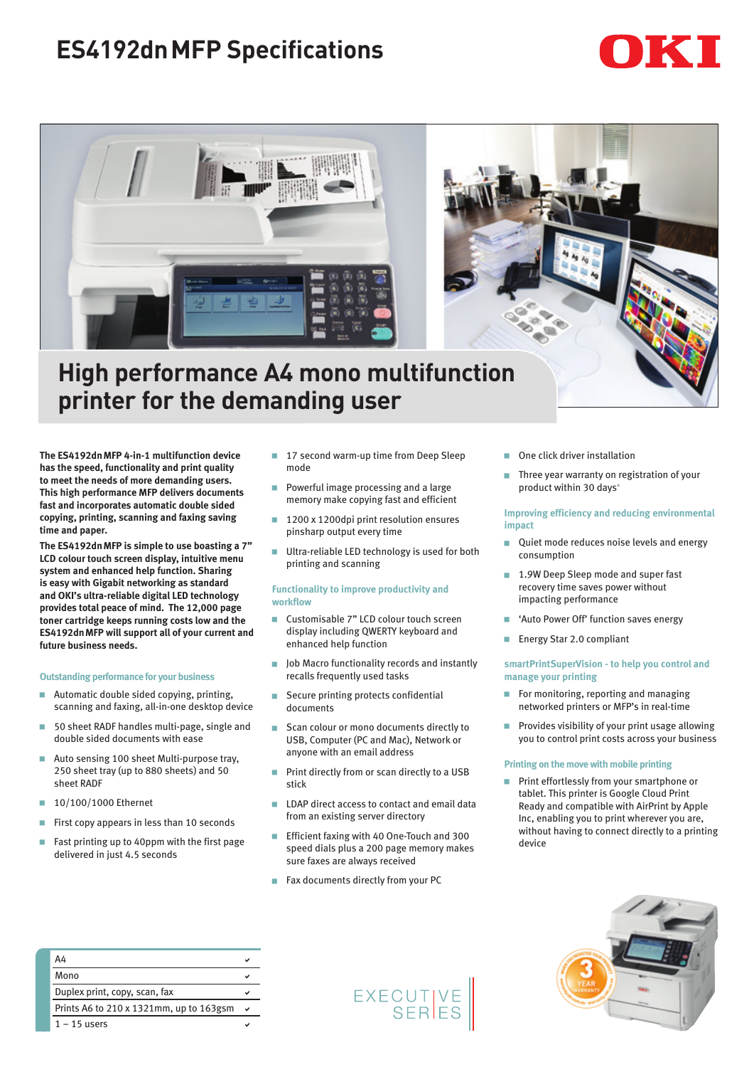# ES4192dn MFP Specifications

OKI

## High performance A4 mono multifunction printer for the demanding user

**The ES4192dn MFP 4-in-1 multifunction device has the speed, functionality and print quality to meet the needs of more demanding users. This high performance MFP delivers documents fast and incorporates automatic double sided copying, printing, scanning and faxing saving time and paper.**

**The ES4192dn MFP is simple to use boasting a 7" LCD colour touch screen display, intuitive menu system and enhanced help function. Sharing is easy with Gigabit networking as standard and OKI's ultra-reliable digital LED technology provides total peace of mind. The 12,000 page toner cartridge keeps running costs low and the ES4192dn MFP will support all of your current and future business needs.**

### Outstanding performance for your business

- Automatic double sided copying, printing, scanning and faxing, all-in-one desktop device
- 50 sheet RADF handles multi-page, single and double sided documents with ease
- Auto sensing 100 sheet Multi-purpose tray, 250 sheet tray (up to 880 sheets) and 50 sheet RADF
- 10/100/1000 Ethernet
- First copy appears in less than 10 seconds
- Fast printing up to 40ppm with the first page delivered in just 4.5 seconds
- 17 second warm-up time from Deep Sleep mode
- Powerful image processing and a large memory make copying fast and efficient
- 1200 x 1200dpi print resolution ensures pinsharp output every time
- Ultra-reliable LED technology is used for both printing and scanning

### Functionality to improve productivity and workflow

- Customisable 7" LCD colour touch screen display including QWERTY keyboard and enhanced help function
- Job Macro functionality records and instantly recalls frequently used tasks
- Secure printing protects confidential documents
- Scan colour or mono documents directly to USB, Computer (PC and Mac), Network or anyone with an email address
- Print directly from or scan directly to a USB stick
- LDAP direct access to contact and email data from an existing server directory
- Efficient faxing with 40 One-Touch and 300 speed dials plus a 200 page memory makes sure faxes are always received
- Fax documents directly from your PC
- One click driver installation
- Three year warranty on registration of your product within 30 days^

### Improving efficiency and reducing environmental impact

- Quiet mode reduces noise levels and energy consumption
- 1.9W Deep Sleep mode and super fast recovery time saves power without impacting performance
- 'Auto Power Off' function saves energy
- Energy Star 2.0 compliant

### smartPrintSuperVision - to help you control and manage your printing

- For monitoring, reporting and managing networked printers or MFP's in real-time
- Provides visibility of your print usage allowing you to control print costs across your business

### Printing on the move with mobile printing

- Print effortlessly from your smartphone or tablet. This printer is Google Cloud Print Ready and compatible with AirPrint by Apple Inc, enabling you to print wherever you are, without having to connect directly to a printing device

| | |
|---|---|
| A4 | ✔ |
| Mono | ✔ |
| Duplex print, copy, scan, fax | ✔ |
| Prints A6 to 210 x 1321mm, up to 163gsm | ✔ |
| 1 – 15 users | ✔ |

EXECUTIVE SERIES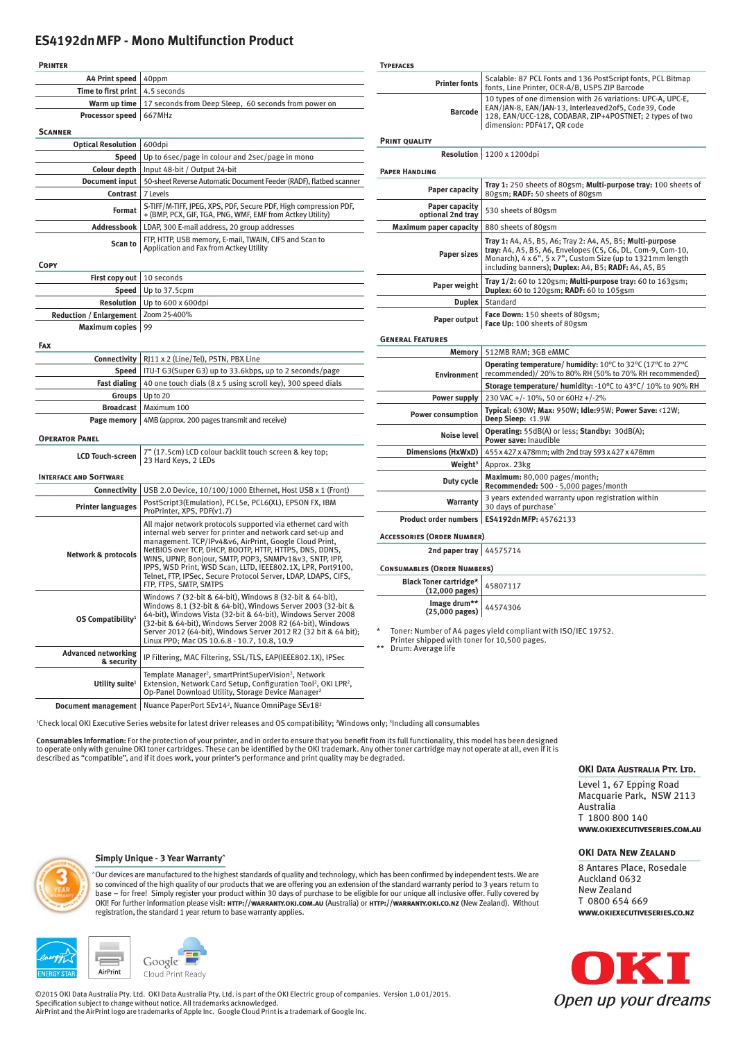# ES4192dn MFP - Mono Multifunction Product

## Printer

| | |
|---|---|
| A4 Print speed | 40ppm |
| Time to first print | 4.5 seconds |
| Warm up time | 17 seconds from Deep Sleep, 60 seconds from power on |
| Processor speed | 667MHz |

## Scanner

| | |
|---|---|
| Optical Resolution | 600dpi |
| Speed | Up to 6sec/page in colour and 2sec/page in mono |
| Colour depth | Input 48-bit / Output 24-bit |
| Document input | 50-sheet Reverse Automatic Document Feeder (RADF), flatbed scanner |
| Contrast | 7 Levels |
| Format | S-TIFF/M-TIFF, JPEG, XPS, PDF, Secure PDF, High compression PDF, + (BMP, PCX, GIF, TGA, PNG, WMF, EMF from Acktey Utility) |
| Addressbook | LDAP, 300 E-mail address, 20 group addresses |
| Scan to | FTP, HTTP, USB memory, E-mail, TWAIN, CIFS and Scan to Application and Fax from Acktey Utility |

## Copy

| | |
|---|---|
| First copy out | 10 seconds |
| Speed | Up to 37.5cpm |
| Resolution | Up to 600 x 600dpi |
| Reduction / Enlargement | Zoom 25-400% |
| Maximum copies | 99 |

## Fax

| | |
|---|---|
| Connectivity | RJ11 x 2 (Line/Tel), PSTN, PBX Line |
| Speed | ITU-T G3(Super G3) up to 33.6kbps, up to 2 seconds/page |
| Fast dialing | 40 one touch dials (8 x 5 using scroll key), 300 speed dials |
| Groups | Up to 20 |
| Broadcast | Maximum 100 |
| Page memory | 4MB (approx. 200 pages transmit and receive) |

## Operator Panel

| | |
|---|---|
| LCD Touch-screen | 7" (17.5cm) LCD colour backlit touch screen & key top; 23 Hard Keys, 2 LEDs |

## Interface and Software

| | |
|---|---|
| Connectivity | USB 2.0 Device, 10/100/1000 Ethernet, Host USB x 1 (Front) |
| Printer languages | PostScript3(Emulation), PCL5e, PCL6(XL), EPSON FX, IBM ProPrinter, XPS, PDF(v1.7) |
| Network & protocols | All major network protocols supported via ethernet card with internal web server for printer and network card set-up and management. TCP/IPv4&v6, AirPrint, Google Cloud Print, NetBIOS over TCP, DHCP, BOOTP, HTTP, HTTPS, DNS, DDNS, WINS, UPNP, Bonjour, SMTP, POP3, SNMPv1&v3, SNTP, IPP, IPPS, WSD Print, WSD Scan, LLTD, IEEE802.1X, LPR, Port9100, Telnet, FTP, IPSec, Secure Protocol Server, LDAP, LDAPS, CIFS, FTP, FTPS, SMTP, SMTPS |
| OS Compatibility[1] | Windows 7 (32-bit & 64-bit), Windows 8 (32-bit & 64-bit), Windows 8.1 (32-bit & 64-bit), Windows Server 2003 (32-bit & 64-bit), Windows Vista (32-bit & 64-bit), Windows Server 2008 (32-bit & 64-bit), Windows Server 2008 R2 (64-bit), Windows Server 2012 (64-bit), Windows Server 2012 R2 (32 bit & 64 bit); Linux PPD; Mac OS 10.6.8 - 10.7, 10.8, 10.9 |
| Advanced networking & security | IP Filtering, MAC Filtering, SSL/TLS, EAP(IEEE802.1X), IPSec |
| Utility suite[1] | Template Manager[2], smartPrintSuperVision[2], Network Extension, Network Card Setup, Configuration Tool[2], OKI LPR[2], Op-Panel Download Utility, Storage Device Manager[2] |
| Document management | Nuance PaperPort SEv14[2], Nuance OmniPage SEv18[2] |

## Typefaces

| | |
|---|---|
| Printer fonts | Scalable: 87 PCL Fonts and 136 PostScript fonts, PCL Bitmap fonts, Line Printer, OCR-A/B, USPS ZIP Barcode |
| Barcode | 10 types of one dimension with 26 variations: UPC-A, UPC-E, EAN/JAN-8, EAN/JAN-13, Interleaved2of5, Code39, Code 128, EAN/UCC-128, CODABAR, ZIP+4POSTNET; 2 types of two dimension: PDF417, QR code |

## Print Quality

| | |
|---|---|
| Resolution | 1200 x 1200dpi |

## Paper Handling

| | |
|---|---|
| Paper capacity | **Tray 1:** 250 sheets of 80gsm; **Multi-purpose tray:** 100 sheets of 80gsm; **RADF:** 50 sheets of 80gsm |
| Paper capacity optional 2nd tray | 530 sheets of 80gsm |
| Maximum paper capacity | 880 sheets of 80gsm |
| Paper sizes | **Tray 1:** A4, A5, B5, A6; Tray 2: A4, A5, B5; **Multi-purpose tray:** A4, A5, B5, A6, Envelopes (C5, C6, DL, Com-9, Com-10, Monarch), 4 x 6", 5 x 7", Custom Size (up to 1321mm length including banners); **Duplex:** A4, B5; **RADF:** A4, A5, B5 |
| Paper weight | **Tray 1/2:** 60 to 120gsm; **Multi-purpose tray:** 60 to 163gsm; **Duplex:** 60 to 120gsm; **RADF:** 60 to 105gsm |
| Duplex | Standard |
| Paper output | **Face Down:** 150 sheets of 80gsm; **Face Up:** 100 sheets of 80gsm |

## General Features

| | |
|---|---|
| Memory | 512MB RAM; 3GB eMMC |
| Environment | **Operating temperature/ humidity:** 10°C to 32°C (17°C to 27°C recommended)/ 20% to 80% RH (50% to 70% RH recommended); **Storage temperature/ humidity:** -10°C to 43°C/ 10% to 90% RH |
| Power supply | 230 VAC +/- 10%, 50 or 60Hz +/-2% |
| Power consumption | **Typical:** 630W; **Max:** 950W; **Idle:**95W; **Power Save:** <12W; **Deep Sleep:** <1.9W |
| Noise level | **Operating:** 55dB(A) or less; **Standby:** 30dB(A); **Power save:** Inaudible |
| Dimensions (HxWxD) | 455 x 427 x 478mm; with 2nd tray 593 x 427 x 478mm |
| Weight[3] | Approx. 23kg |
| Duty cycle | **Maximum:** 80,000 pages/month; **Recommended:** 500 - 5,000 pages/month |
| Warranty | 3 years extended warranty upon registration within 30 days of purchase^ |
| Product order numbers | **ES4192dn MFP:** 45762133 |

## Accessories (Order Number)

| | |
|---|---|
| 2nd paper tray | 44575714 |

## Consumables (Order Numbers)

| | |
|---|---|
| Black Toner cartridge* (12,000 pages) | 45807117 |
| Image drum** (25,000 pages) | 44574306 |

\* Toner: Number of A4 pages yield compliant with ISO/IEC 19752. Printer shipped with toner for 10,500 pages.
\*\* Drum: Average life

[1]Check local OKI Executive Series website for latest driver releases and OS compatibility; [2]Windows only; [3]Including all consumables

**Consumables Information:** For the protection of your printer, and in order to ensure that you benefit from its full functionality, this model has been designed to operate only with genuine OKI toner cartridges. These can be identified by the OKI trademark. Any other toner cartridge may not operate at all, even if it is described as "compatible", and if it does work, your printer's performance and print quality may be degraded.

### Simply Unique - 3 Year Warranty^

^Our devices are manufactured to the highest standards of quality and technology, which has been confirmed by independent tests. We are so convinced of the high quality of our products that we are offering you an extension of the standard warranty period to 3 years return to base – for free! Simply register your product within 30 days of purchase to be eligible for our unique all inclusive offer. Fully covered by OKI! For further information please visit: **HTTP://WARRANTY.OKI.COM.AU** (Australia) or **HTTP://WARRANTY.OKI.CO.NZ** (New Zealand). Without registration, the standard 1 year return to base warranty applies.

### OKI Data Australia Pty. Ltd.

Level 1, 67 Epping Road
Macquarie Park, NSW 2113
Australia
T 1800 800 140
**WWW.OKIEXECUTIVESERIES.COM.AU**

### OKI Data New Zealand

8 Antares Place, Rosedale
Auckland 0632
New Zealand
T 0800 654 669
**WWW.OKIEXECUTIVESERIES.CO.NZ**

OKI
*Open up your dreams*

©2015 OKI Data Australia Pty. Ltd. OKI Data Australia Pty. Ltd. is part of the OKI Electric group of companies. Version 1.0 01/2015.
Specification subject to change without notice. All trademarks acknowledged.
AirPrint and the AirPrint logo are trademarks of Apple Inc. Google Cloud Print is a trademark of Google Inc.